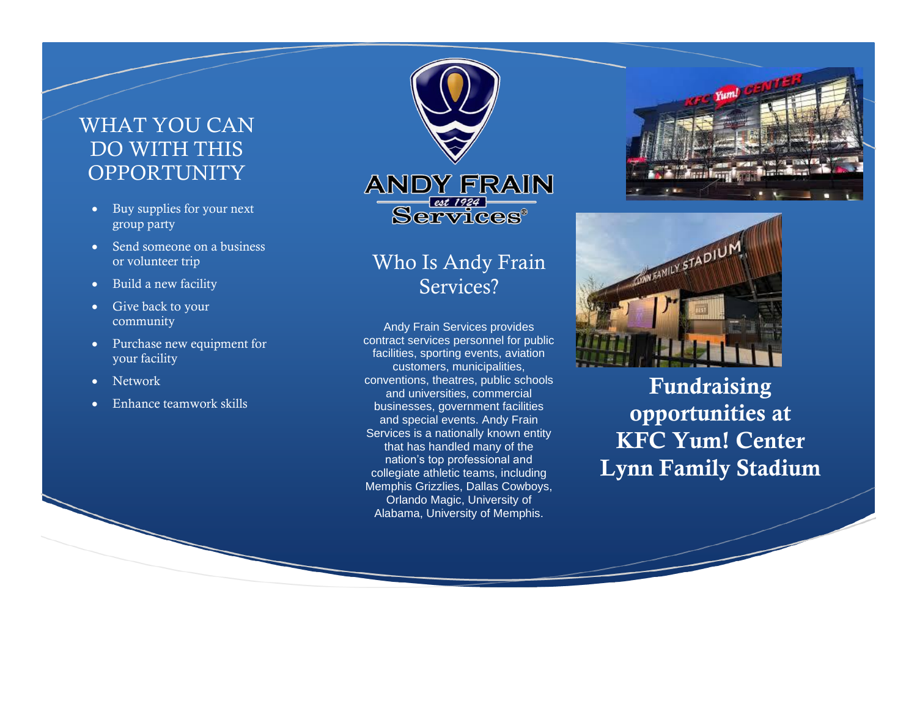# WHAT YOU CAN DO WITH THIS OPPORTUNITY

- Buy supplies for your next group party
- Send someone on a business or volunteer trip
- Build a new facility
- Give back to your community
- Purchase new equipment for your facility
- Network
- Enhance teamwork skills

ANDY FRAIN
est 1924
Services®

## Who Is Andy Frain Services?

Andy Frain Services provides contract services personnel for public facilities, sporting events, aviation customers, municipalities, conventions, theatres, public schools and universities, commercial businesses, government facilities and special events. Andy Frain Services is a nationally known entity that has handled many of the nation's top professional and collegiate athletic teams, including Memphis Grizzlies, Dallas Cowboys, Orlando Magic, University of Alabama, University of Memphis.

# Fundraising opportunities at KFC Yum! Center Lynn Family Stadium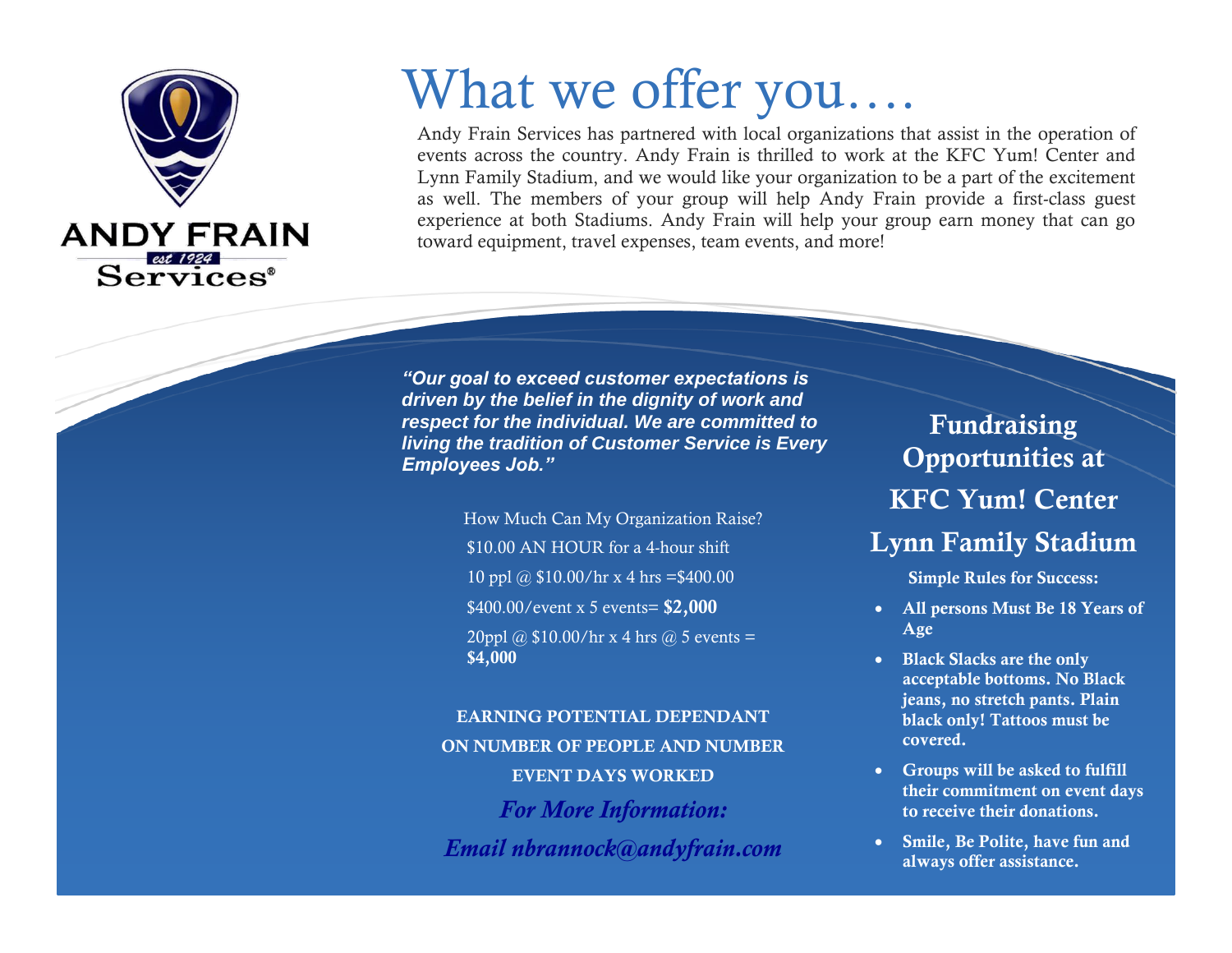ANDY FRAIN

est 1924

Services®

# What we offer you….

Andy Frain Services has partnered with local organizations that assist in the operation of events across the country. Andy Frain is thrilled to work at the KFC Yum! Center and Lynn Family Stadium, and we would like your organization to be a part of the excitement as well. The members of your group will help Andy Frain provide a first-class guest experience at both Stadiums. Andy Frain will help your group earn money that can go toward equipment, travel expenses, team events, and more!

***"Our goal to exceed customer expectations is driven by the belief in the dignity of work and respect for the individual. We are committed to living the tradition of Customer Service is Every Employees Job."***

How Much Can My Organization Raise?

$10.00 AN HOUR for a 4-hour shift

10 ppl @ $10.00/hr x 4 hrs =$400.00

$400.00/event x 5 events= **$2,000**

20ppl @ $10.00/hr x 4 hrs @ 5 events = **$4,000**

**EARNING POTENTIAL DEPENDANT ON NUMBER OF PEOPLE AND NUMBER EVENT DAYS WORKED**

*For More Information:*

*Email nbrannock@andyfrain.com*

## Fundraising Opportunities at KFC Yum! Center Lynn Family Stadium

**Simple Rules for Success:**

- **All persons Must Be 18 Years of Age**
- **Black Slacks are the only acceptable bottoms. No Black jeans, no stretch pants. Plain black only! Tattoos must be covered.**
- **Groups will be asked to fulfill their commitment on event days to receive their donations.**
- **Smile, Be Polite, have fun and always offer assistance.**